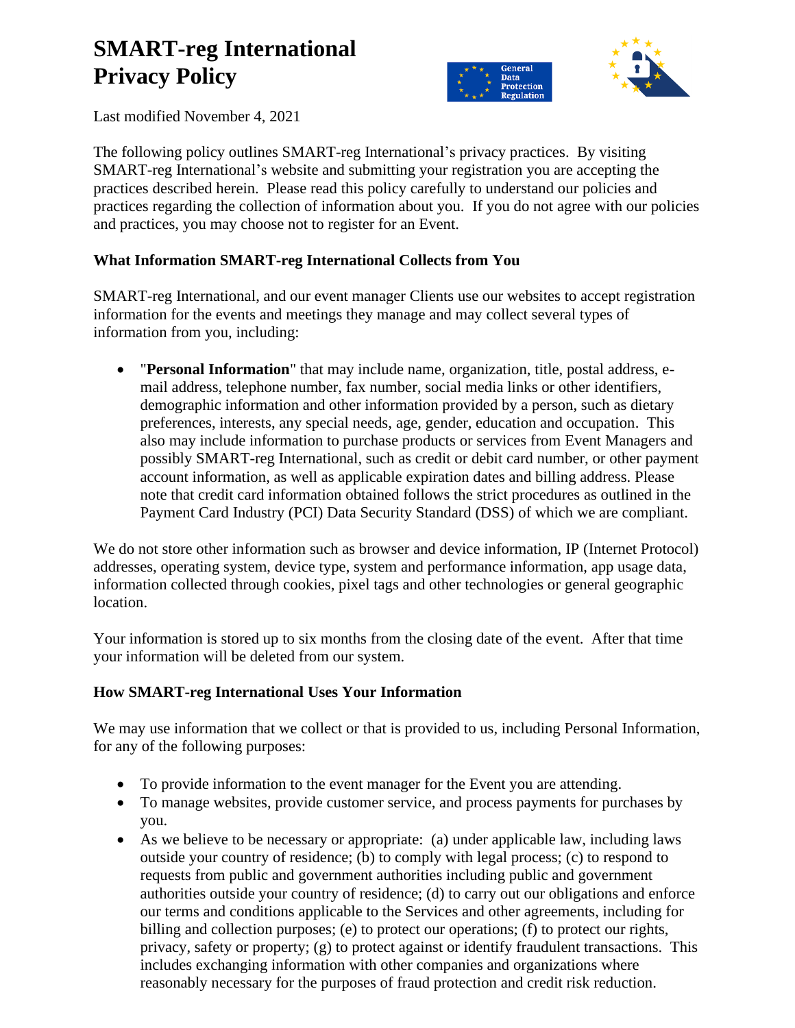# SMART-reg International Privacy Policy

Last modified November 4, 2021

The following policy outlines SMART-reg International's privacy practices. By visiting SMART-reg International's website and submitting your registration you are accepting the practices described herein. Please read this policy carefully to understand our policies and practices regarding the collection of information about you. If you do not agree with our policies and practices, you may choose not to register for an Event.

### What Information SMART-reg International Collects from You

SMART-reg International, and our event manager Clients use our websites to accept registration information for the events and meetings they manage and may collect several types of information from you, including:

- "**Personal Information**" that may include name, organization, title, postal address, e-mail address, telephone number, fax number, social media links or other identifiers, demographic information and other information provided by a person, such as dietary preferences, interests, any special needs, age, gender, education and occupation. This also may include information to purchase products or services from Event Managers and possibly SMART-reg International, such as credit or debit card number, or other payment account information, as well as applicable expiration dates and billing address. Please note that credit card information obtained follows the strict procedures as outlined in the Payment Card Industry (PCI) Data Security Standard (DSS) of which we are compliant.

We do not store other information such as browser and device information, IP (Internet Protocol) addresses, operating system, device type, system and performance information, app usage data, information collected through cookies, pixel tags and other technologies or general geographic location.

Your information is stored up to six months from the closing date of the event. After that time your information will be deleted from our system.

### How SMART-reg International Uses Your Information

We may use information that we collect or that is provided to us, including Personal Information, for any of the following purposes:

- To provide information to the event manager for the Event you are attending.
- To manage websites, provide customer service, and process payments for purchases by you.
- As we believe to be necessary or appropriate: (a) under applicable law, including laws outside your country of residence; (b) to comply with legal process; (c) to respond to requests from public and government authorities including public and government authorities outside your country of residence; (d) to carry out our obligations and enforce our terms and conditions applicable to the Services and other agreements, including for billing and collection purposes; (e) to protect our operations; (f) to protect our rights, privacy, safety or property; (g) to protect against or identify fraudulent transactions. This includes exchanging information with other companies and organizations where reasonably necessary for the purposes of fraud protection and credit risk reduction.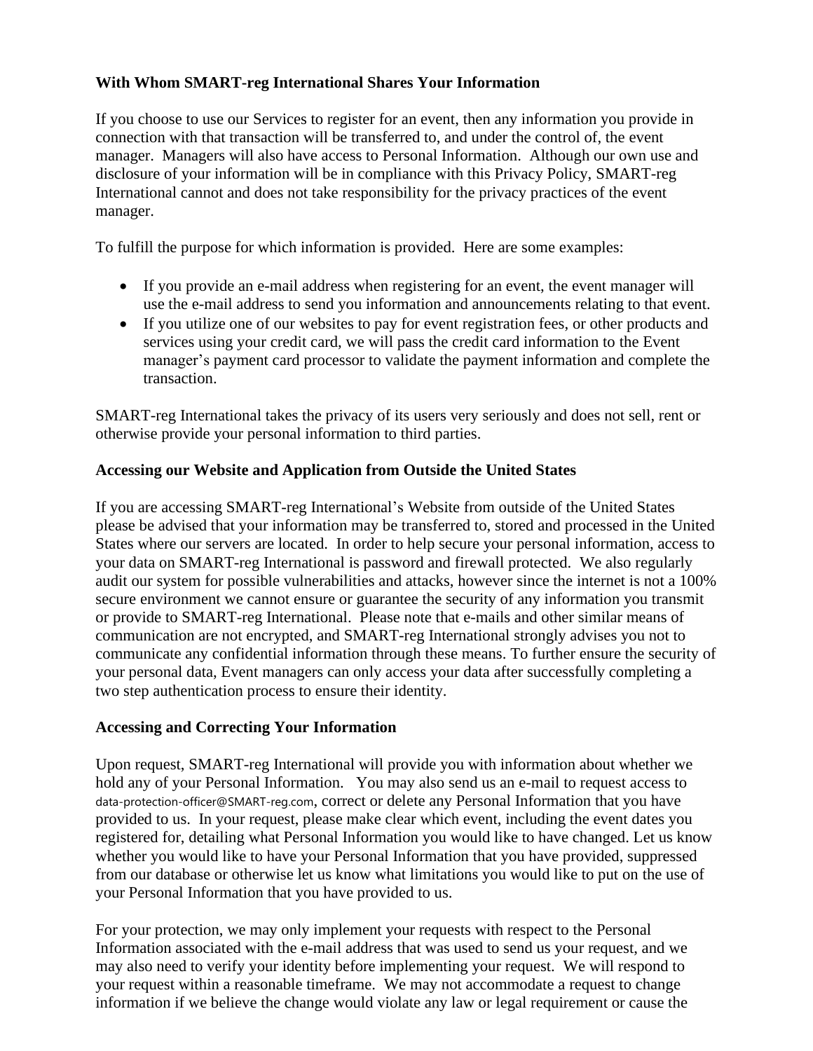**With Whom SMART-reg International Shares Your Information**

If you choose to use our Services to register for an event, then any information you provide in connection with that transaction will be transferred to, and under the control of, the event manager. Managers will also have access to Personal Information. Although our own use and disclosure of your information will be in compliance with this Privacy Policy, SMART-reg International cannot and does not take responsibility for the privacy practices of the event manager.

To fulfill the purpose for which information is provided. Here are some examples:

- If you provide an e-mail address when registering for an event, the event manager will use the e-mail address to send you information and announcements relating to that event.
- If you utilize one of our websites to pay for event registration fees, or other products and services using your credit card, we will pass the credit card information to the Event manager's payment card processor to validate the payment information and complete the transaction.

SMART-reg International takes the privacy of its users very seriously and does not sell, rent or otherwise provide your personal information to third parties.

**Accessing our Website and Application from Outside the United States**

If you are accessing SMART-reg International's Website from outside of the United States please be advised that your information may be transferred to, stored and processed in the United States where our servers are located. In order to help secure your personal information, access to your data on SMART-reg International is password and firewall protected. We also regularly audit our system for possible vulnerabilities and attacks, however since the internet is not a 100% secure environment we cannot ensure or guarantee the security of any information you transmit or provide to SMART-reg International. Please note that e-mails and other similar means of communication are not encrypted, and SMART-reg International strongly advises you not to communicate any confidential information through these means. To further ensure the security of your personal data, Event managers can only access your data after successfully completing a two step authentication process to ensure their identity.

**Accessing and Correcting Your Information**

Upon request, SMART-reg International will provide you with information about whether we hold any of your Personal Information. You may also send us an e-mail to request access to data-protection-officer@SMART-reg.com, correct or delete any Personal Information that you have provided to us. In your request, please make clear which event, including the event dates you registered for, detailing what Personal Information you would like to have changed. Let us know whether you would like to have your Personal Information that you have provided, suppressed from our database or otherwise let us know what limitations you would like to put on the use of your Personal Information that you have provided to us.

For your protection, we may only implement your requests with respect to the Personal Information associated with the e-mail address that was used to send us your request, and we may also need to verify your identity before implementing your request. We will respond to your request within a reasonable timeframe. We may not accommodate a request to change information if we believe the change would violate any law or legal requirement or cause the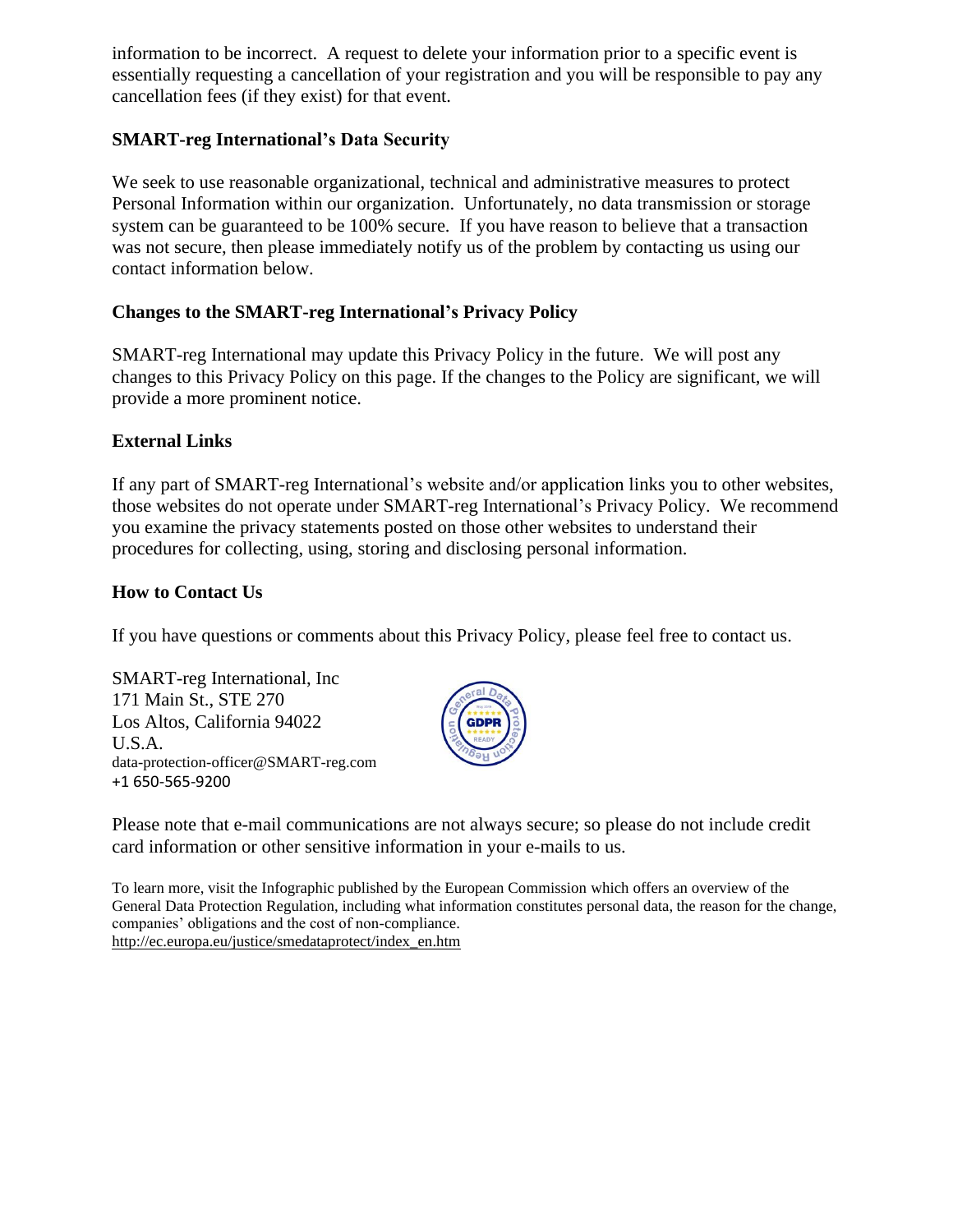information to be incorrect. A request to delete your information prior to a specific event is essentially requesting a cancellation of your registration and you will be responsible to pay any cancellation fees (if they exist) for that event.

### SMART-reg International's Data Security

We seek to use reasonable organizational, technical and administrative measures to protect Personal Information within our organization. Unfortunately, no data transmission or storage system can be guaranteed to be 100% secure. If you have reason to believe that a transaction was not secure, then please immediately notify us of the problem by contacting us using our contact information below.

### Changes to the SMART-reg International's Privacy Policy

SMART-reg International may update this Privacy Policy in the future. We will post any changes to this Privacy Policy on this page. If the changes to the Policy are significant, we will provide a more prominent notice.

### External Links

If any part of SMART-reg International's website and/or application links you to other websites, those websites do not operate under SMART-reg International's Privacy Policy. We recommend you examine the privacy statements posted on those other websites to understand their procedures for collecting, using, storing and disclosing personal information.

### How to Contact Us

If you have questions or comments about this Privacy Policy, please feel free to contact us.

SMART-reg International, Inc
171 Main St., STE 270
Los Altos, California 94022
U.S.A.
data-protection-officer@SMART-reg.com
+1 650-565-9200

Please note that e-mail communications are not always secure; so please do not include credit card information or other sensitive information in your e-mails to us.

To learn more, visit the Infographic published by the European Commission which offers an overview of the General Data Protection Regulation, including what information constitutes personal data, the reason for the change, companies' obligations and the cost of non-compliance.
http://ec.europa.eu/justice/smedataprotect/index_en.htm